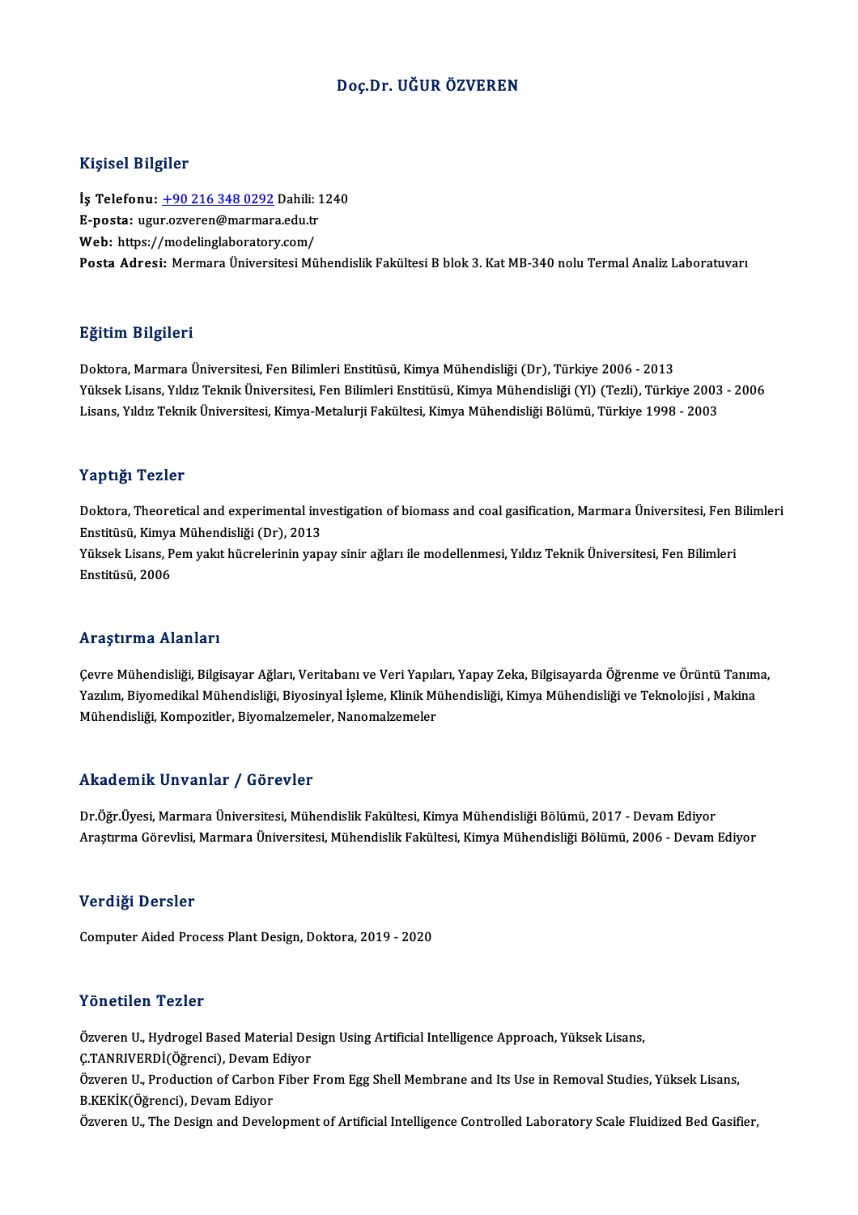# Doç.Dr. UĞUR ÖZVEREN

## Kişisel Bilgiler

**İş Telefonu:** +90 216 348 0292 Dahili: 1240
**E-posta:** ugur.ozveren@marmara.edu.tr
**Web:** https://modelinglaboratory.com/
**Posta Adresi:** Mermara Üniversitesi Mühendislik Fakültesi B blok 3. Kat MB-340 nolu Termal Analiz Laboratuvarı

## Eğitim Bilgileri

Doktora, Marmara Üniversitesi, Fen Bilimleri Enstitüsü, Kimya Mühendisliği (Dr), Türkiye 2006 - 2013
Yüksek Lisans, Yıldız Teknik Üniversitesi, Fen Bilimleri Enstitüsü, Kimya Mühendisliği (Yl) (Tezli), Türkiye 2003 - 2006
Lisans, Yıldız Teknik Üniversitesi, Kimya-Metalurji Fakültesi, Kimya Mühendisliği Bölümü, Türkiye 1998 - 2003

## Yaptığı Tezler

Doktora, Theoretical and experimental investigation of biomass and coal gasification, Marmara Üniversitesi, Fen Bilimleri Enstitüsü, Kimya Mühendisliği (Dr), 2013
Yüksek Lisans, Pem yakıt hücrelerinin yapay sinir ağları ile modellenmesi, Yıldız Teknik Üniversitesi, Fen Bilimleri Enstitüsü, 2006

## Araştırma Alanları

Çevre Mühendisliği, Bilgisayar Ağları, Veritabanı ve Veri Yapıları, Yapay Zeka, Bilgisayarda Öğrenme ve Örüntü Tanıma, Yazılım, Biyomedikal Mühendisliği, Biyosinyal İşleme, Klinik Mühendisliği, Kimya Mühendisliği ve Teknolojisi , Makina Mühendisliği, Kompozitler, Biyomalzemeler, Nanomalzemeler

## Akademik Unvanlar / Görevler

Dr.Öğr.Üyesi, Marmara Üniversitesi, Mühendislik Fakültesi, Kimya Mühendisliği Bölümü, 2017 - Devam Ediyor
Araştırma Görevlisi, Marmara Üniversitesi, Mühendislik Fakültesi, Kimya Mühendisliği Bölümü, 2006 - Devam Ediyor

## Verdiği Dersler

Computer Aided Process Plant Design, Doktora, 2019 - 2020

## Yönetilen Tezler

Özveren U., Hydrogel Based Material Design Using Artificial Intelligence Approach, Yüksek Lisans, Ç.TANRIVERDİ(Öğrenci), Devam Ediyor
Özveren U., Production of Carbon Fiber From Egg Shell Membrane and Its Use in Removal Studies, Yüksek Lisans, B.KEKİK(Öğrenci), Devam Ediyor
Özveren U., The Design and Development of Artificial Intelligence Controlled Laboratory Scale Fluidized Bed Gasifier,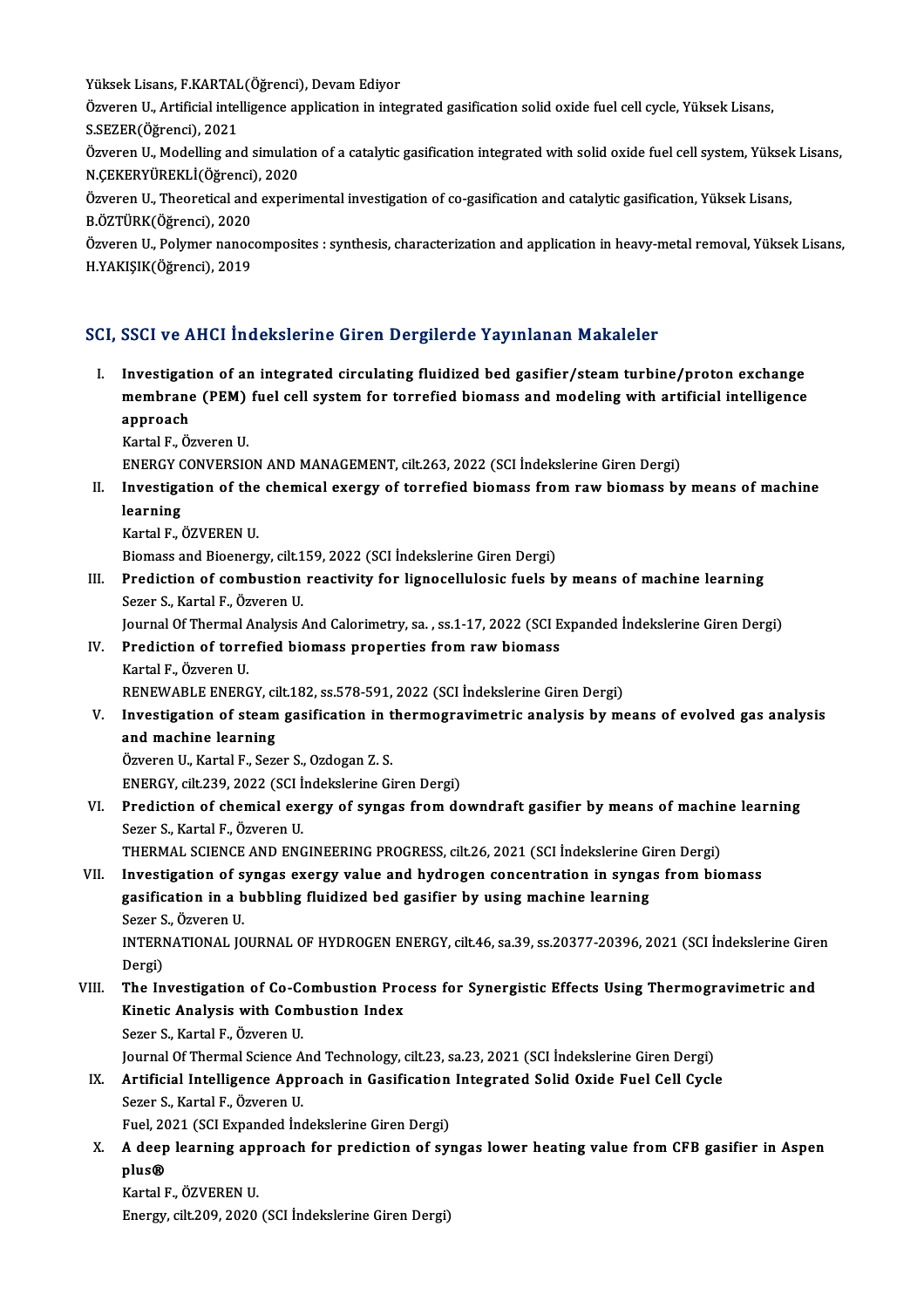Yüksek Lisans, F.KARTAL(Öğrenci), Devam Ediyor

Özveren U., Artificial intelligence application in integrated gasification solid oxide fuel cell cycle, Yüksek Lisans, S.SEZER(Öğrenci), 2021

Özveren U., Modelling and simulation of a catalytic gasification integrated with solid oxide fuel cell system, Yüksek Lisans, N.ÇEKERYÜREKLİ(Öğrenci), 2020

Özveren U., Theoretical and experimental investigation of co-gasification and catalytic gasification, Yüksek Lisans, B.ÖZTÜRK(Öğrenci), 2020

Özveren U., Polymer nanocomposites : synthesis, characterization and application in heavy-metal removal, Yüksek Lisans, H.YAKIŞIK(Öğrenci), 2019

## SCI, SSCI ve AHCI İndekslerine Giren Dergilerde Yayınlanan Makaleler

I. **Investigation of an integrated circulating fluidized bed gasifier/steam turbine/proton exchange membrane (PEM) fuel cell system for torrefied biomass and modeling with artificial intelligence approach**
   Kartal F., Özveren U.
   ENERGY CONVERSION AND MANAGEMENT, cilt.263, 2022 (SCI İndekslerine Giren Dergi)

II. **Investigation of the chemical exergy of torrefied biomass from raw biomass by means of machine learning**
   Kartal F., ÖZVEREN U.
   Biomass and Bioenergy, cilt.159, 2022 (SCI İndekslerine Giren Dergi)

III. **Prediction of combustion reactivity for lignocellulosic fuels by means of machine learning**
   Sezer S., Kartal F., Özveren U.
   Journal Of Thermal Analysis And Calorimetry, sa. , ss.1-17, 2022 (SCI Expanded İndekslerine Giren Dergi)

IV. **Prediction of torrefied biomass properties from raw biomass**
   Kartal F., Özveren U.
   RENEWABLE ENERGY, cilt.182, ss.578-591, 2022 (SCI İndekslerine Giren Dergi)

V. **Investigation of steam gasification in thermogravimetric analysis by means of evolved gas analysis and machine learning**
   Özveren U., Kartal F., Sezer S., Ozdogan Z. S.
   ENERGY, cilt.239, 2022 (SCI İndekslerine Giren Dergi)

VI. **Prediction of chemical exergy of syngas from downdraft gasifier by means of machine learning**
   Sezer S., Kartal F., Özveren U.
   THERMAL SCIENCE AND ENGINEERING PROGRESS, cilt.26, 2021 (SCI İndekslerine Giren Dergi)

VII. **Investigation of syngas exergy value and hydrogen concentration in syngas from biomass gasification in a bubbling fluidized bed gasifier by using machine learning**
   Sezer S., Özveren U.
   INTERNATIONAL JOURNAL OF HYDROGEN ENERGY, cilt.46, sa.39, ss.20377-20396, 2021 (SCI İndekslerine Giren Dergi)

VIII. **The Investigation of Co-Combustion Process for Synergistic Effects Using Thermogravimetric and Kinetic Analysis with Combustion Index**
   Sezer S., Kartal F., Özveren U.
   Journal Of Thermal Science And Technology, cilt.23, sa.23, 2021 (SCI İndekslerine Giren Dergi)

IX. **Artificial Intelligence Approach in Gasification Integrated Solid Oxide Fuel Cell Cycle**
   Sezer S., Kartal F., Özveren U.
   Fuel, 2021 (SCI Expanded İndekslerine Giren Dergi)

X. **A deep learning approach for prediction of syngas lower heating value from CFB gasifier in Aspen plus®**
   Kartal F., ÖZVEREN U.
   Energy, cilt.209, 2020 (SCI İndekslerine Giren Dergi)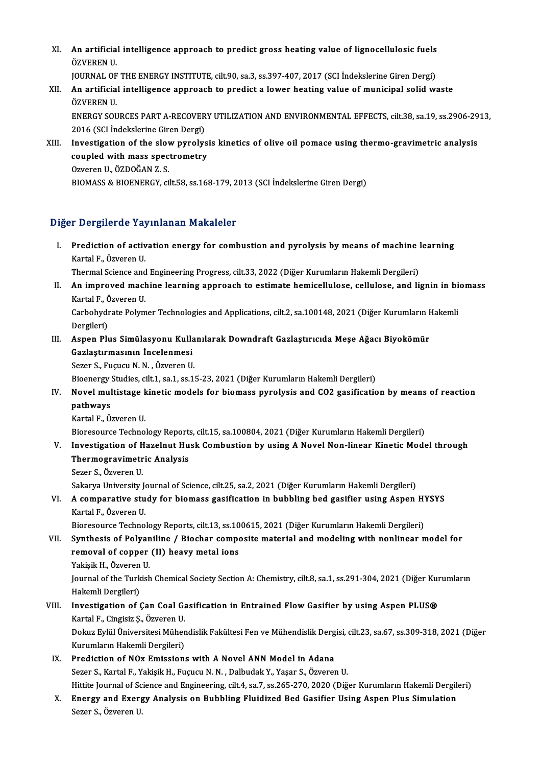XI. **An artificial intelligence approach to predict gross heating value of lignocellulosic fuels**
ÖZVEREN U.
JOURNAL OF THE ENERGY INSTITUTE, cilt.90, sa.3, ss.397-407, 2017 (SCI İndekslerine Giren Dergi)

XII. **An artificial intelligence approach to predict a lower heating value of municipal solid waste**
ÖZVEREN U.
ENERGY SOURCES PART A-RECOVERY UTILIZATION AND ENVIRONMENTAL EFFECTS, cilt.38, sa.19, ss.2906-2913, 2016 (SCI İndekslerine Giren Dergi)

XIII. **Investigation of the slow pyrolysis kinetics of olive oil pomace using thermo-gravimetric analysis coupled with mass spectrometry**
Ozveren U., ÖZDOĞAN Z. S.
BIOMASS & BIOENERGY, cilt.58, ss.168-179, 2013 (SCI İndekslerine Giren Dergi)

## Diğer Dergilerde Yayınlanan Makaleler

I. **Prediction of activation energy for combustion and pyrolysis by means of machine learning**
Kartal F., Özveren U.
Thermal Science and Engineering Progress, cilt.33, 2022 (Diğer Kurumların Hakemli Dergileri)

II. **An improved machine learning approach to estimate hemicellulose, cellulose, and lignin in biomass**
Kartal F., Özveren U.
Carbohydrate Polymer Technologies and Applications, cilt.2, sa.100148, 2021 (Diğer Kurumların Hakemli Dergileri)

III. **Aspen Plus Simülasyonu Kullanılarak Downdraft Gazlaştırıcıda Meşe Ağacı Biyokömür Gazlaştırmasının İncelenmesi**
Sezer S., Fuçucu N. N. , Özveren U.
Bioenergy Studies, cilt.1, sa.1, ss.15-23, 2021 (Diğer Kurumların Hakemli Dergileri)

IV. **Novel multistage kinetic models for biomass pyrolysis and CO2 gasification by means of reaction pathways**
Kartal F., Özveren U.
Bioresource Technology Reports, cilt.15, sa.100804, 2021 (Diğer Kurumların Hakemli Dergileri)

V. **Investigation of Hazelnut Husk Combustion by using A Novel Non-linear Kinetic Model through Thermogravimetric Analysis**
Sezer S., Özveren U.
Sakarya University Journal of Science, cilt.25, sa.2, 2021 (Diğer Kurumların Hakemli Dergileri)

VI. **A comparative study for biomass gasification in bubbling bed gasifier using Aspen HYSYS**
Kartal F., Özveren U.
Bioresource Technology Reports, cilt.13, ss.100615, 2021 (Diğer Kurumların Hakemli Dergileri)

VII. **Synthesis of Polyaniline / Biochar composite material and modeling with nonlinear model for removal of copper (II) heavy metal ions**
Yakişik H., Özveren U.
Journal of the Turkish Chemical Society Section A: Chemistry, cilt.8, sa.1, ss.291-304, 2021 (Diğer Kurumların Hakemli Dergileri)

VIII. **Investigation of Çan Coal Gasification in Entrained Flow Gasifier by using Aspen PLUS®**
Kartal F., Cingisiz Ş., Özveren U.
Dokuz Eylül Üniversitesi Mühendislik Fakültesi Fen ve Mühendislik Dergisi, cilt.23, sa.67, ss.309-318, 2021 (Diğer Kurumların Hakemli Dergileri)

IX. **Prediction of NOx Emissions with A Novel ANN Model in Adana**
Sezer S., Kartal F., Yakişik H., Fuçucu N. N. , Dalbudak Y., Yaşar S., Özveren U.
Hittite Journal of Science and Engineering, cilt.4, sa.7, ss.265-270, 2020 (Diğer Kurumların Hakemli Dergileri)

X. **Energy and Exergy Analysis on Bubbling Fluidized Bed Gasifier Using Aspen Plus Simulation**
Sezer S., Özveren U.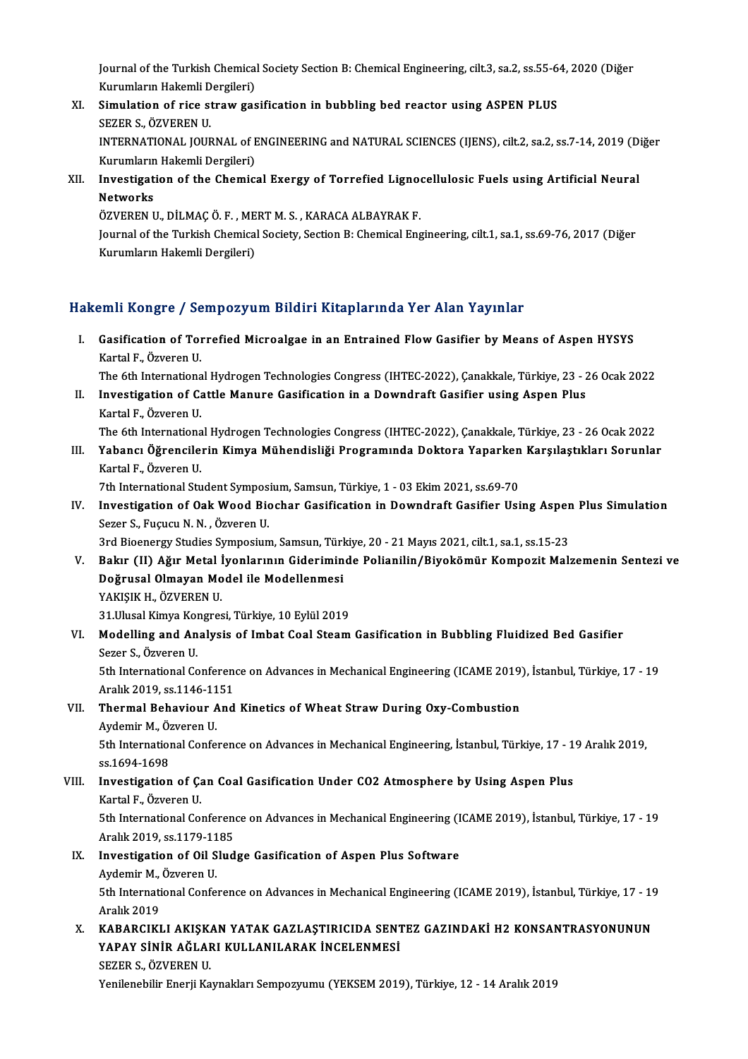Journal of the Turkish Chemical Society Section B: Chemical Engineering, cilt.3, sa.2, ss.55-64, 2020 (Diğer Kurumların Hakemli Dergileri)

XI. **Simulation of rice straw gasification in bubbling bed reactor using ASPEN PLUS**
SEZER S., ÖZVEREN U.
INTERNATIONAL JOURNAL of ENGINEERING and NATURAL SCIENCES (IJENS), cilt.2, sa.2, ss.7-14, 2019 (Diğer Kurumların Hakemli Dergileri)

XII. **Investigation of the Chemical Exergy of Torrefied Lignocellulosic Fuels using Artificial Neural Networks**
ÖZVEREN U., DİLMAÇ Ö. F., MERT M. S., KARACA ALBAYRAK F.
Journal of the Turkish Chemical Society, Section B: Chemical Engineering, cilt.1, sa.1, ss.69-76, 2017 (Diğer Kurumların Hakemli Dergileri)

## Hakemli Kongre / Sempozyum Bildiri Kitaplarında Yer Alan Yayınlar

I. **Gasification of Torrefied Microalgae in an Entrained Flow Gasifier by Means of Aspen HYSYS**
Kartal F., Özveren U.
The 6th International Hydrogen Technologies Congress (IHTEC-2022), Çanakkale, Türkiye, 23 - 26 Ocak 2022

II. **Investigation of Cattle Manure Gasification in a Downdraft Gasifier using Aspen Plus**
Kartal F., Özveren U.
The 6th International Hydrogen Technologies Congress (IHTEC-2022), Çanakkale, Türkiye, 23 - 26 Ocak 2022

III. **Yabancı Öğrencilerin Kimya Mühendisliği Programında Doktora Yaparken Karşılaştıkları Sorunlar**
Kartal F., Özveren U.
7th International Student Symposium, Samsun, Türkiye, 1 - 03 Ekim 2021, ss.69-70

IV. **Investigation of Oak Wood Biochar Gasification in Downdraft Gasifier Using Aspen Plus Simulation**
Sezer S., Fuçucu N. N., Özveren U.
3rd Bioenergy Studies Symposium, Samsun, Türkiye, 20 - 21 Mayıs 2021, cilt.1, sa.1, ss.15-23

V. **Bakır (II) Ağır Metal İyonlarının Gideriminde Polianilin/Biyokömür Kompozit Malzemenin Sentezi ve Doğrusal Olmayan Model ile Modellenmesi**
YAKIŞIK H., ÖZVEREN U.
31.Ulusal Kimya Kongresi, Türkiye, 10 Eylül 2019

VI. **Modelling and Analysis of Imbat Coal Steam Gasification in Bubbling Fluidized Bed Gasifier**
Sezer S., Özveren U.
5th International Conference on Advances in Mechanical Engineering (ICAME 2019), İstanbul, Türkiye, 17 - 19 Aralık 2019, ss.1146-1151

VII. **Thermal Behaviour And Kinetics of Wheat Straw During Oxy-Combustion**
Aydemir M., Özveren U.
5th International Conference on Advances in Mechanical Engineering, İstanbul, Türkiye, 17 - 19 Aralık 2019, ss.1694-1698

VIII. **Investigation of Çan Coal Gasification Under CO2 Atmosphere by Using Aspen Plus**
Kartal F., Özveren U.
5th International Conference on Advances in Mechanical Engineering (ICAME 2019), İstanbul, Türkiye, 17 - 19 Aralık 2019, ss.1179-1185

IX. **Investigation of Oil Sludge Gasification of Aspen Plus Software**
Aydemir M., Özveren U.
5th International Conference on Advances in Mechanical Engineering (ICAME 2019), İstanbul, Türkiye, 17 - 19 Aralık 2019

X. **KABARCIKLI AKIŞKAN YATAK GAZLAŞTIRICIDA SENTEZ GAZINDAKİ H2 KONSANTRASYONUNUN YAPAY SİNİR AĞLARI KULLANILARAK İNCELENMESİ**
SEZER S., ÖZVEREN U.
Yenilenebilir Enerji Kaynakları Sempozyumu (YEKSEM 2019), Türkiye, 12 - 14 Aralık 2019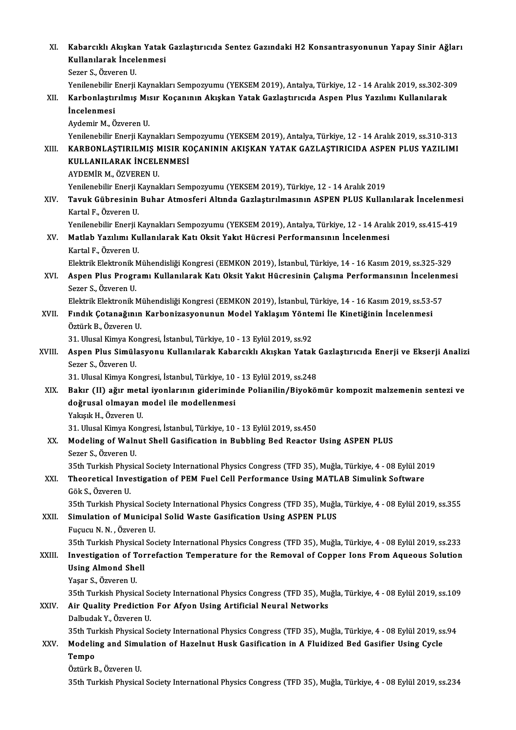XI. **Kabarcıklı Akışkan Yatak Gazlaştırıcıda Sentez Gazındaki H2 Konsantrasyonunun Yapay Sinir Ağları Kullanılarak İncelenmesi**
Sezer S., Özveren U.
Yenilenebilir Enerji Kaynakları Sempozyumu (YEKSEM 2019), Antalya, Türkiye, 12 - 14 Aralık 2019, ss.302-309

XII. **Karbonlaştırılmış Mısır Koçanının Akışkan Yatak Gazlaştırıcıda Aspen Plus Yazılımı Kullanılarak İncelenmesi**
Aydemir M., Özveren U.
Yenilenebilir Enerji Kaynakları Sempozyumu (YEKSEM 2019), Antalya, Türkiye, 12 - 14 Aralık 2019, ss.310-313

XIII. **KARBONLAŞTIRILMIŞ MISIR KOÇANININ AKIŞKAN YATAK GAZLAŞTIRICIDA ASPEN PLUS YAZILIMI KULLANILARAK İNCELENMESİ**
AYDEMİR M., ÖZVEREN U.
Yenilenebilir Enerji Kaynakları Sempozyumu (YEKSEM 2019), Türkiye, 12 - 14 Aralık 2019

XIV. **Tavuk Gübresinin Buhar Atmosferi Altında Gazlaştırılmasının ASPEN PLUS Kullanılarak İncelenmesi**
Kartal F., Özveren U.
Yenilenebilir Enerji Kaynakları Sempozyumu (YEKSEM 2019), Antalya, Türkiye, 12 - 14 Aralık 2019, ss.415-419

XV. **Matlab Yazılımı Kullanılarak Katı Oksit Yakıt Hücresi Performansının İncelenmesi**
Kartal F., Özveren U.
Elektrik Elektronik Mühendisliği Kongresi (EEMKON 2019), İstanbul, Türkiye, 14 - 16 Kasım 2019, ss.325-329

XVI. **Aspen Plus Programı Kullanılarak Katı Oksit Yakıt Hücresinin Çalışma Performansının İncelenmesi**
Sezer S., Özveren U.
Elektrik Elektronik Mühendisliği Kongresi (EEMKON 2019), İstanbul, Türkiye, 14 - 16 Kasım 2019, ss.53-57

XVII. **Fındık Çotanağının Karbonizasyonunun Model Yaklaşım Yöntemi İle Kinetiğinin İncelenmesi**
Öztürk B., Özveren U.
31. Ulusal Kimya Kongresi, İstanbul, Türkiye, 10 - 13 Eylül 2019, ss.92

XVIII. **Aspen Plus Simülasyonu Kullanılarak Kabarcıklı Akışkan Yatak Gazlaştırıcıda Enerji ve Ekserji Analizi**
Sezer S., Özveren U.
31. Ulusal Kimya Kongresi, İstanbul, Türkiye, 10 - 13 Eylül 2019, ss.248

XIX. **Bakır (II) ağır metal iyonlarının gideriminde Polianilin/Biyokömür kompozit malzemenin sentezi ve doğrusal olmayan model ile modellenmesi**
Yakışık H., Özveren U.
31. Ulusal Kimya Kongresi, İstanbul, Türkiye, 10 - 13 Eylül 2019, ss.450

XX. **Modeling of Walnut Shell Gasification in Bubbling Bed Reactor Using ASPEN PLUS**
Sezer S., Özveren U.
35th Turkish Physical Society International Physics Congress (TFD 35), Muğla, Türkiye, 4 - 08 Eylül 2019

XXI. **Theoretical Investigation of PEM Fuel Cell Performance Using MATLAB Simulink Software**
Gök S., Özveren U.
35th Turkish Physical Society International Physics Congress (TFD 35), Muğla, Türkiye, 4 - 08 Eylül 2019, ss.355

XXII. **Simulation of Municipal Solid Waste Gasification Using ASPEN PLUS**
Fuçucu N. N. , Özveren U.
35th Turkish Physical Society International Physics Congress (TFD 35), Muğla, Türkiye, 4 - 08 Eylül 2019, ss.233

XXIII. **Investigation of Torrefaction Temperature for the Removal of Copper Ions From Aqueous Solution Using Almond Shell**
Yaşar S., Özveren U.
35th Turkish Physical Society International Physics Congress (TFD 35), Muğla, Türkiye, 4 - 08 Eylül 2019, ss.109

XXIV. **Air Quality Prediction For Afyon Using Artificial Neural Networks**
Dalbudak Y., Özveren U.
35th Turkish Physical Society International Physics Congress (TFD 35), Muğla, Türkiye, 4 - 08 Eylül 2019, ss.94

XXV. **Modeling and Simulation of Hazelnut Husk Gasification in A Fluidized Bed Gasifier Using Cycle Tempo**
Öztürk B., Özveren U.
35th Turkish Physical Society International Physics Congress (TFD 35), Muğla, Türkiye, 4 - 08 Eylül 2019, ss.234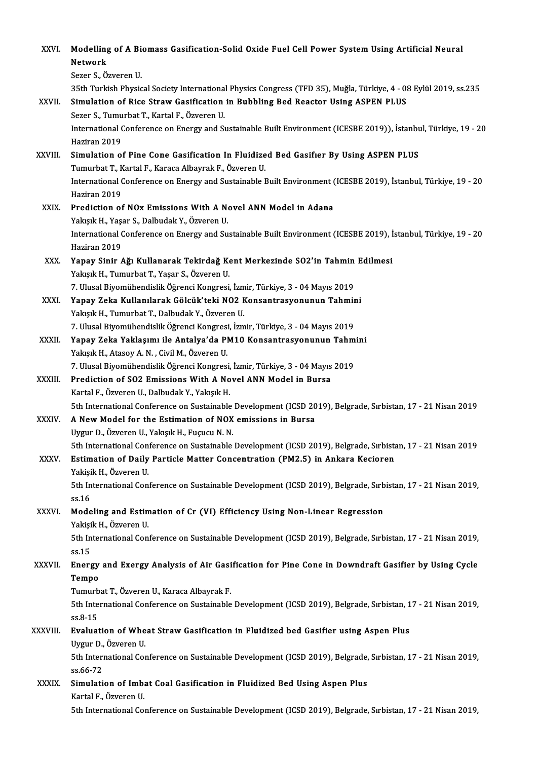XXVI. **Modelling of A Biomass Gasification-Solid Oxide Fuel Cell Power System Using Artificial Neural Network**
Sezer S., Özveren U.
35th Turkish Physical Society International Physics Congress (TFD 35), Muğla, Türkiye, 4 - 08 Eylül 2019, ss.235

XXVII. **Simulation of Rice Straw Gasification in Bubbling Bed Reactor Using ASPEN PLUS**
Sezer S., Tumurbat T., Kartal F., Özveren U.
International Conference on Energy and Sustainable Built Environment (ICESBE 2019)), İstanbul, Türkiye, 19 - 20 Haziran 2019

XXVIII. **Simulation of Pine Cone Gasification In Fluidized Bed Gasifıer By Using ASPEN PLUS**
Tumurbat T., Kartal F., Karaca Albayrak F., Özveren U.
International Conference on Energy and Sustainable Built Environment (ICESBE 2019), İstanbul, Türkiye, 19 - 20 Haziran 2019

XXIX. **Prediction of NOx Emissions With A Novel ANN Model in Adana**
Yakışık H., Yaşar S., Dalbudak Y., Özveren U.
International Conference on Energy and Sustainable Built Environment (ICESBE 2019), İstanbul, Türkiye, 19 - 20 Haziran 2019

XXX. **Yapay Sinir Ağı Kullanarak Tekirdağ Kent Merkezinde SO2'in Tahmin Edilmesi**
Yakışık H., Tumurbat T., Yaşar S., Özveren U.
7. Ulusal Biyomühendislik Öğrenci Kongresi, İzmir, Türkiye, 3 - 04 Mayıs 2019

XXXI. **Yapay Zeka Kullanılarak Gölcük'teki NO2 Konsantrasyonunun Tahmini**
Yakışık H., Tumurbat T., Dalbudak Y., Özveren U.
7. Ulusal Biyomühendislik Öğrenci Kongresi, İzmir, Türkiye, 3 - 04 Mayıs 2019

XXXII. **Yapay Zeka Yaklaşımı ile Antalya'da PM10 Konsantrasyonunun Tahmini**
Yakışık H., Atasoy A. N. , Civil M., Özveren U.
7. Ulusal Biyomühendislik Öğrenci Kongresi, İzmir, Türkiye, 3 - 04 Mayıs 2019

XXXIII. **Prediction of SO2 Emissions With A Novel ANN Model in Bursa**
Kartal F., Özveren U., Dalbudak Y., Yakışık H.
5th International Conference on Sustainable Development (ICSD 2019), Belgrade, Sırbistan, 17 - 21 Nisan 2019

XXXIV. **A New Model for the Estimation of NOX emissions in Bursa**
Uygur D., Özveren U., Yakışık H., Fuçucu N. N.
5th International Conference on Sustainable Development (ICSD 2019), Belgrade, Sırbistan, 17 - 21 Nisan 2019

XXXV. **Estimation of Daily Particle Matter Concentration (PM2.5) in Ankara Kecioren**
Yakişik H., Özveren U.
5th International Conference on Sustainable Development (ICSD 2019), Belgrade, Sırbistan, 17 - 21 Nisan 2019, ss.16

XXXVI. **Modeling and Estimation of Cr (VI) Efficiency Using Non-Linear Regression**
Yakişik H., Özveren U.
5th International Conference on Sustainable Development (ICSD 2019), Belgrade, Sırbistan, 17 - 21 Nisan 2019, ss.15

XXXVII. **Energy and Exergy Analysis of Air Gasification for Pine Cone in Downdraft Gasifier by Using Cycle Tempo**
Tumurbat T., Özveren U., Karaca Albayrak F.
5th International Conference on Sustainable Development (ICSD 2019), Belgrade, Sırbistan, 17 - 21 Nisan 2019, ss.8-15

XXXVIII. **Evaluation of Wheat Straw Gasification in Fluidized bed Gasifier using Aspen Plus**
Uygur D., Özveren U.
5th International Conference on Sustainable Development (ICSD 2019), Belgrade, Sırbistan, 17 - 21 Nisan 2019, ss.66-72

XXXIX. **Simulation of Imbat Coal Gasification in Fluidized Bed Using Aspen Plus**
Kartal F., Özveren U.
5th International Conference on Sustainable Development (ICSD 2019), Belgrade, Sırbistan, 17 - 21 Nisan 2019,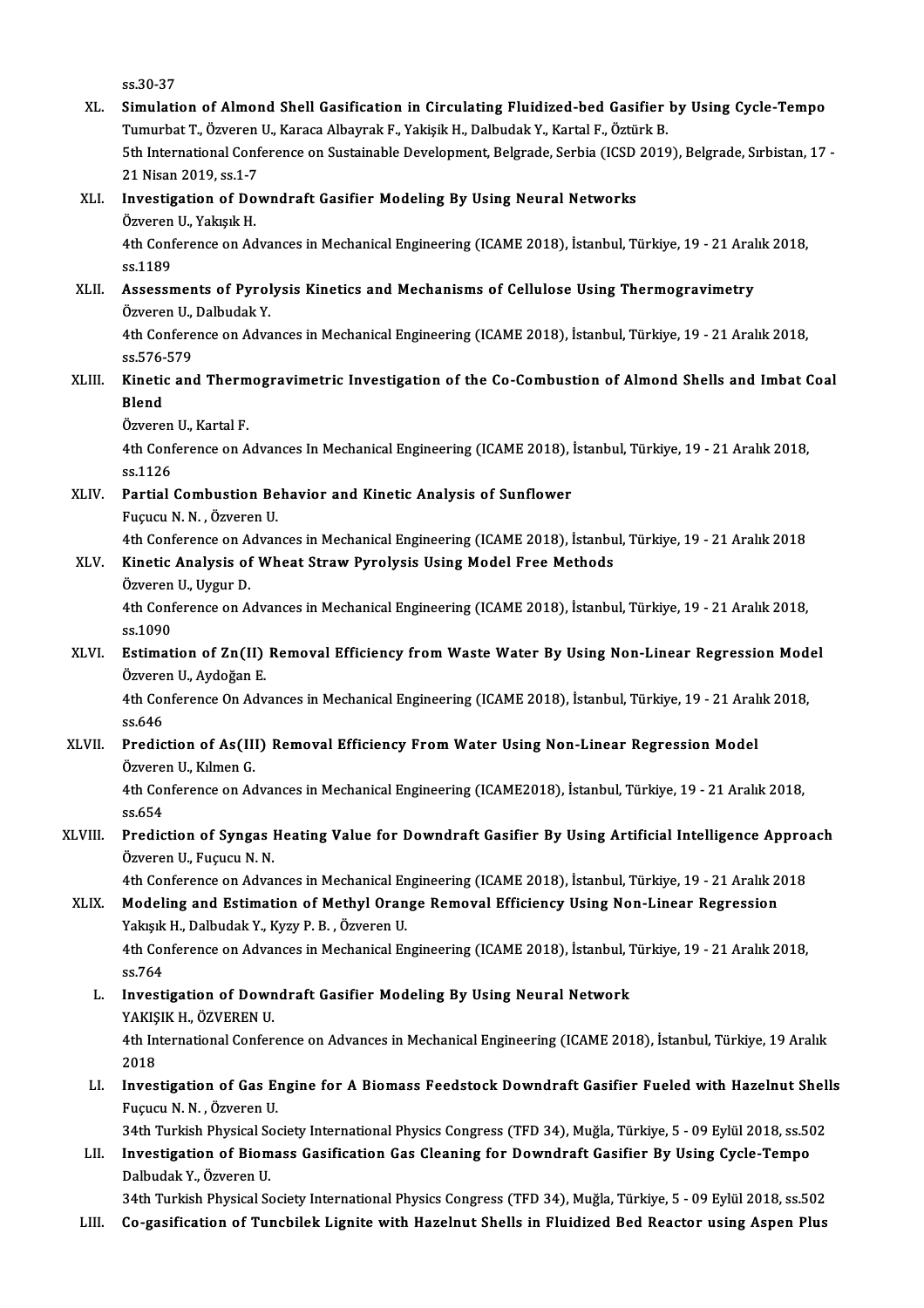ss.30-37

XL. **Simulation of Almond Shell Gasification in Circulating Fluidized-bed Gasifier by Using Cycle-Tempo**
Tumurbat T., Özveren U., Karaca Albayrak F., Yakişik H., Dalbudak Y., Kartal F., Öztürk B.
5th International Conference on Sustainable Development, Belgrade, Serbia (ICSD 2019), Belgrade, Sırbistan, 17 - 21 Nisan 2019, ss.1-7

XLI. **Investigation of Downdraft Gasifier Modeling By Using Neural Networks**
Özveren U., Yakışık H.
4th Conference on Advances in Mechanical Engineering (ICAME 2018), İstanbul, Türkiye, 19 - 21 Aralık 2018, ss.1189

XLII. **Assessments of Pyrolysis Kinetics and Mechanisms of Cellulose Using Thermogravimetry**
Özveren U., Dalbudak Y.
4th Conference on Advances in Mechanical Engineering (ICAME 2018), İstanbul, Türkiye, 19 - 21 Aralık 2018, ss.576-579

XLIII. **Kinetic and Thermogravimetric Investigation of the Co-Combustion of Almond Shells and Imbat Coal Blend**
Özveren U., Kartal F.
4th Conference on Advances In Mechanical Engineering (ICAME 2018), İstanbul, Türkiye, 19 - 21 Aralık 2018, ss.1126

XLIV. **Partial Combustion Behavior and Kinetic Analysis of Sunflower**
Fuçucu N. N. , Özveren U.
4th Conference on Advances in Mechanical Engineering (ICAME 2018), İstanbul, Türkiye, 19 - 21 Aralık 2018

XLV. **Kinetic Analysis of Wheat Straw Pyrolysis Using Model Free Methods**
Özveren U., Uygur D.
4th Conference on Advances in Mechanical Engineering (ICAME 2018), İstanbul, Türkiye, 19 - 21 Aralık 2018, ss.1090

XLVI. **Estimation of Zn(II) Removal Efficiency from Waste Water By Using Non-Linear Regression Model**
Özveren U., Aydoğan E.
4th Conference On Advances in Mechanical Engineering (ICAME 2018), İstanbul, Türkiye, 19 - 21 Aralık 2018, ss.646

XLVII. **Prediction of As(III) Removal Efficiency From Water Using Non-Linear Regression Model**
Özveren U., Kılmen G.
4th Conference on Advances in Mechanical Engineering (ICAME2018), İstanbul, Türkiye, 19 - 21 Aralık 2018, ss.654

XLVIII. **Prediction of Syngas Heating Value for Downdraft Gasifier By Using Artificial Intelligence Approach**
Özveren U., Fuçucu N. N.
4th Conference on Advances in Mechanical Engineering (ICAME 2018), İstanbul, Türkiye, 19 - 21 Aralık 2018

XLIX. **Modeling and Estimation of Methyl Orange Removal Efficiency Using Non-Linear Regression**
Yakışık H., Dalbudak Y., Kyzy P. B. , Özveren U.
4th Conference on Advances in Mechanical Engineering (ICAME 2018), İstanbul, Türkiye, 19 - 21 Aralık 2018, ss.764

L. **Investigation of Downdraft Gasifier Modeling By Using Neural Network**
YAKIŞIK H., ÖZVEREN U.
4th International Conference on Advances in Mechanical Engineering (ICAME 2018), İstanbul, Türkiye, 19 Aralık 2018

LI. **Investigation of Gas Engine for A Biomass Feedstock Downdraft Gasifier Fueled with Hazelnut Shells**
Fuçucu N. N. , Özveren U.
34th Turkish Physical Society International Physics Congress (TFD 34), Muğla, Türkiye, 5 - 09 Eylül 2018, ss.502

LII. **Investigation of Biomass Gasification Gas Cleaning for Downdraft Gasifier By Using Cycle-Tempo**
Dalbudak Y., Özveren U.
34th Turkish Physical Society International Physics Congress (TFD 34), Muğla, Türkiye, 5 - 09 Eylül 2018, ss.502

LIII. **Co-gasification of Tuncbilek Lignite with Hazelnut Shells in Fluidized Bed Reactor using Aspen Plus**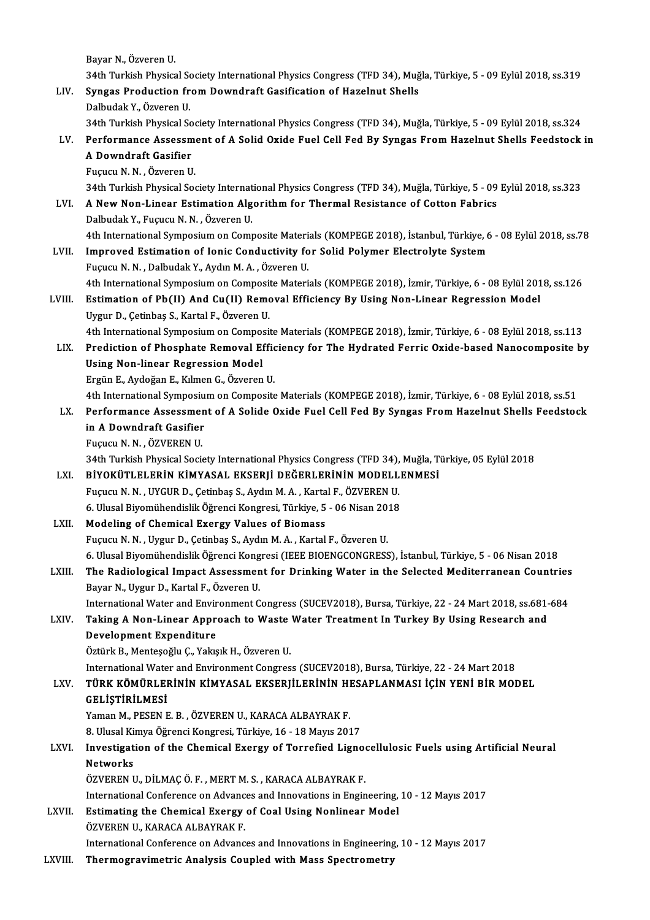Bayar N., Özveren U.
34th Turkish Physical Society International Physics Congress (TFD 34), Muğla, Türkiye, 5 - 09 Eylül 2018, ss.319

LIV. **Syngas Production from Downdraft Gasification of Hazelnut Shells**
Dalbudak Y., Özveren U.
34th Turkish Physical Society International Physics Congress (TFD 34), Muğla, Türkiye, 5 - 09 Eylül 2018, ss.324

LV. **Performance Assessment of A Solid Oxide Fuel Cell Fed By Syngas From Hazelnut Shells Feedstock in A Downdraft Gasifier**
Fuçucu N. N. , Özveren U.
34th Turkish Physical Society International Physics Congress (TFD 34), Muğla, Türkiye, 5 - 09 Eylül 2018, ss.323

LVI. **A New Non-Linear Estimation Algorithm for Thermal Resistance of Cotton Fabrics**
Dalbudak Y., Fuçucu N. N. , Özveren U.
4th International Symposium on Composite Materials (KOMPEGE 2018), İstanbul, Türkiye, 6 - 08 Eylül 2018, ss.78

LVII. **Improved Estimation of Ionic Conductivity for Solid Polymer Electrolyte System**
Fuçucu N. N. , Dalbudak Y., Aydın M. A. , Özveren U.
4th International Symposium on Composite Materials (KOMPEGE 2018), İzmir, Türkiye, 6 - 08 Eylül 2018, ss.126

LVIII. **Estimation of Pb(II) And Cu(II) Removal Efficiency By Using Non-Linear Regression Model**
Uygur D., Çetinbaş S., Kartal F., Özveren U.
4th International Symposium on Composite Materials (KOMPEGE 2018), İzmir, Türkiye, 6 - 08 Eylül 2018, ss.113

LIX. **Prediction of Phosphate Removal Efficiency for The Hydrated Ferric Oxide-based Nanocomposite by Using Non-linear Regression Model**
Ergün E., Aydoğan E., Kılmen G., Özveren U.
4th International Symposium on Composite Materials (KOMPEGE 2018), İzmir, Türkiye, 6 - 08 Eylül 2018, ss.51

LX. **Performance Assessment of A Solide Oxide Fuel Cell Fed By Syngas From Hazelnut Shells Feedstock in A Downdraft Gasifier**
Fuçucu N. N. , ÖZVEREN U.
34th Turkish Physical Society International Physics Congress (TFD 34), Muğla, Türkiye, 05 Eylül 2018

LXI. **BİYOKÜTLELERİN KİMYASAL EKSERJİ DEĞERLERİNİN MODELLENMESİ**
Fuçucu N. N. , UYGUR D., Çetinbaş S., Aydın M. A. , Kartal F., ÖZVEREN U.
6. Ulusal Biyomühendislik Öğrenci Kongresi, Türkiye, 5 - 06 Nisan 2018

LXII. **Modeling of Chemical Exergy Values of Biomass**
Fuçucu N. N. , Uygur D., Çetinbaş S., Aydın M. A. , Kartal F., Özveren U.
6. Ulusal Biyomühendislik Öğrenci Kongresi (IEEE BIOENGCONGRESS), İstanbul, Türkiye, 5 - 06 Nisan 2018

LXIII. **The Radiological Impact Assessment for Drinking Water in the Selected Mediterranean Countries**
Bayar N., Uygur D., Kartal F., Özveren U.
International Water and Environment Congress (SUCEV2018), Bursa, Türkiye, 22 - 24 Mart 2018, ss.681-684

LXIV. **Taking A Non-Linear Approach to Waste Water Treatment In Turkey By Using Research and Development Expenditure**
Öztürk B., Menteşoğlu Ç., Yakışık H., Özveren U.
International Water and Environment Congress (SUCEV2018), Bursa, Türkiye, 22 - 24 Mart 2018

LXV. **TÜRK KÖMÜRLERİNİN KİMYASAL EKSERJİLERİNİN HESAPLANMASI İÇİN YENİ BİR MODEL GELİŞTİRİLMESİ**
Yaman M., PESEN E. B. , ÖZVEREN U., KARACA ALBAYRAK F.
8. Ulusal Kimya Öğrenci Kongresi, Türkiye, 16 - 18 Mayıs 2017

LXVI. **Investigation of the Chemical Exergy of Torrefied Lignocellulosic Fuels using Artificial Neural Networks**
ÖZVEREN U., DİLMAÇ Ö. F. , MERT M. S. , KARACA ALBAYRAK F.
International Conference on Advances and Innovations in Engineering, 10 - 12 Mayıs 2017

LXVII. **Estimating the Chemical Exergy of Coal Using Nonlinear Model**
ÖZVEREN U., KARACA ALBAYRAK F.
International Conference on Advances and Innovations in Engineering, 10 - 12 Mayıs 2017

LXVIII. **Thermogravimetric Analysis Coupled with Mass Spectrometry**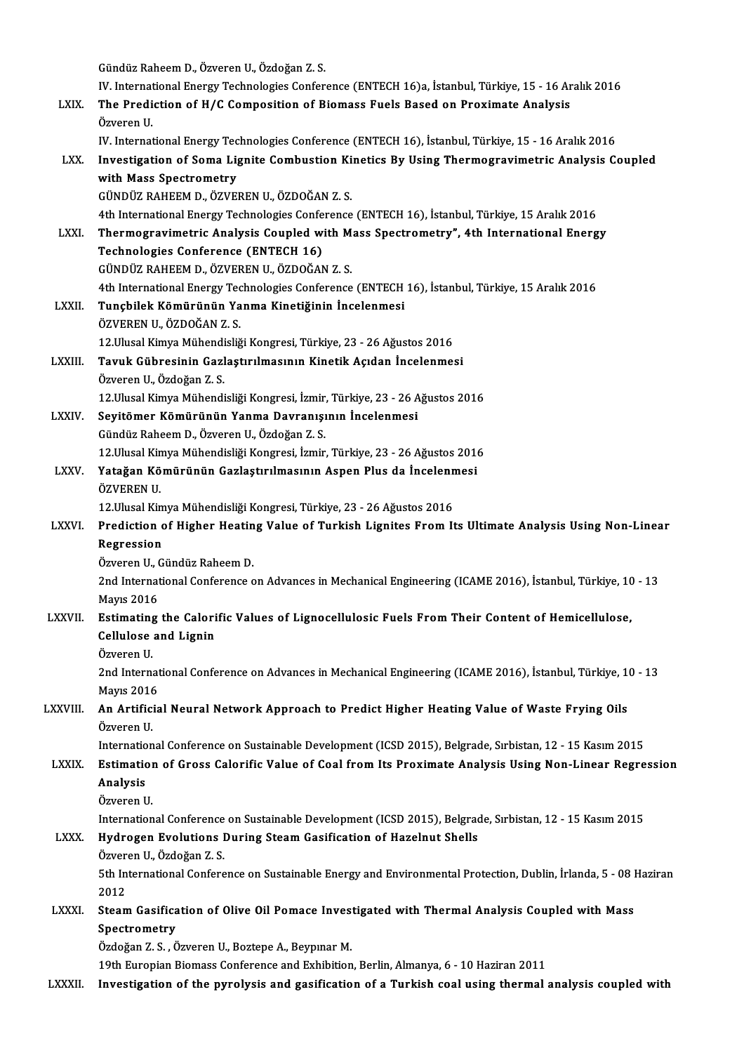Gündüz Raheem D., Özveren U., Özdoğan Z. S.
IV. International Energy Technologies Conference (ENTECH 16)a, İstanbul, Türkiye, 15 - 16 Aralık 2016

LXIX. **The Prediction of H/C Composition of Biomass Fuels Based on Proximate Analysis**
Özveren U.
IV. International Energy Technologies Conference (ENTECH 16), İstanbul, Türkiye, 15 - 16 Aralık 2016

LXX. **Investigation of Soma Lignite Combustion Kinetics By Using Thermogravimetric Analysis Coupled with Mass Spectrometry**
GÜNDÜZ RAHEEM D., ÖZVEREN U., ÖZDOĞAN Z. S.
4th International Energy Technologies Conference (ENTECH 16), İstanbul, Türkiye, 15 Aralık 2016

LXXI. **Thermogravimetric Analysis Coupled with Mass Spectrometry", 4th International Energy Technologies Conference (ENTECH 16)**
GÜNDÜZ RAHEEM D., ÖZVEREN U., ÖZDOĞAN Z. S.
4th International Energy Technologies Conference (ENTECH 16), İstanbul, Türkiye, 15 Aralık 2016

LXXII. **Tunçbilek Kömürünün Yanma Kinetiğinin İncelenmesi**
ÖZVEREN U., ÖZDOĞAN Z. S.
12.Ulusal Kimya Mühendisliği Kongresi, Türkiye, 23 - 26 Ağustos 2016

LXXIII. **Tavuk Gübresinin Gazlaştırılmasının Kinetik Açıdan İncelenmesi**
Özveren U., Özdoğan Z. S.
12.Ulusal Kimya Mühendisliği Kongresi, İzmir, Türkiye, 23 - 26 Ağustos 2016

LXXIV. **Seyitömer Kömürünün Yanma Davranışının İncelenmesi**
Gündüz Raheem D., Özveren U., Özdoğan Z. S.
12.Ulusal Kimya Mühendisliği Kongresi, İzmir, Türkiye, 23 - 26 Ağustos 2016

LXXV. **Yatağan Kömürünün Gazlaştırılmasının Aspen Plus da İncelenmesi**
ÖZVEREN U.
12.Ulusal Kimya Mühendisliği Kongresi, Türkiye, 23 - 26 Ağustos 2016

LXXVI. **Prediction of Higher Heating Value of Turkish Lignites From Its Ultimate Analysis Using Non-Linear Regression**
Özveren U., Gündüz Raheem D.
2nd International Conference on Advances in Mechanical Engineering (ICAME 2016), İstanbul, Türkiye, 10 - 13 Mayıs 2016

LXXVII. **Estimating the Calorific Values of Lignocellulosic Fuels From Their Content of Hemicellulose, Cellulose and Lignin**
Özveren U.
2nd International Conference on Advances in Mechanical Engineering (ICAME 2016), İstanbul, Türkiye, 10 - 13 Mayıs 2016

LXXVIII. **An Artificial Neural Network Approach to Predict Higher Heating Value of Waste Frying Oils**
Özveren U.
International Conference on Sustainable Development (ICSD 2015), Belgrade, Sırbistan, 12 - 15 Kasım 2015

LXXIX. **Estimation of Gross Calorific Value of Coal from Its Proximate Analysis Using Non-Linear Regression Analysis**
Özveren U.
International Conference on Sustainable Development (ICSD 2015), Belgrade, Sırbistan, 12 - 15 Kasım 2015

LXXX. **Hydrogen Evolutions During Steam Gasification of Hazelnut Shells**
Özveren U., Özdoğan Z. S.
5th International Conference on Sustainable Energy and Environmental Protection, Dublin, İrlanda, 5 - 08 Haziran 2012

LXXXI. **Steam Gasification of Olive Oil Pomace Investigated with Thermal Analysis Coupled with Mass Spectrometry**
Özdoğan Z. S. , Özveren U., Boztepe A., Beypınar M.
19th Europian Biomass Conference and Exhibition, Berlin, Almanya, 6 - 10 Haziran 2011

LXXXII. **Investigation of the pyrolysis and gasification of a Turkish coal using thermal analysis coupled with**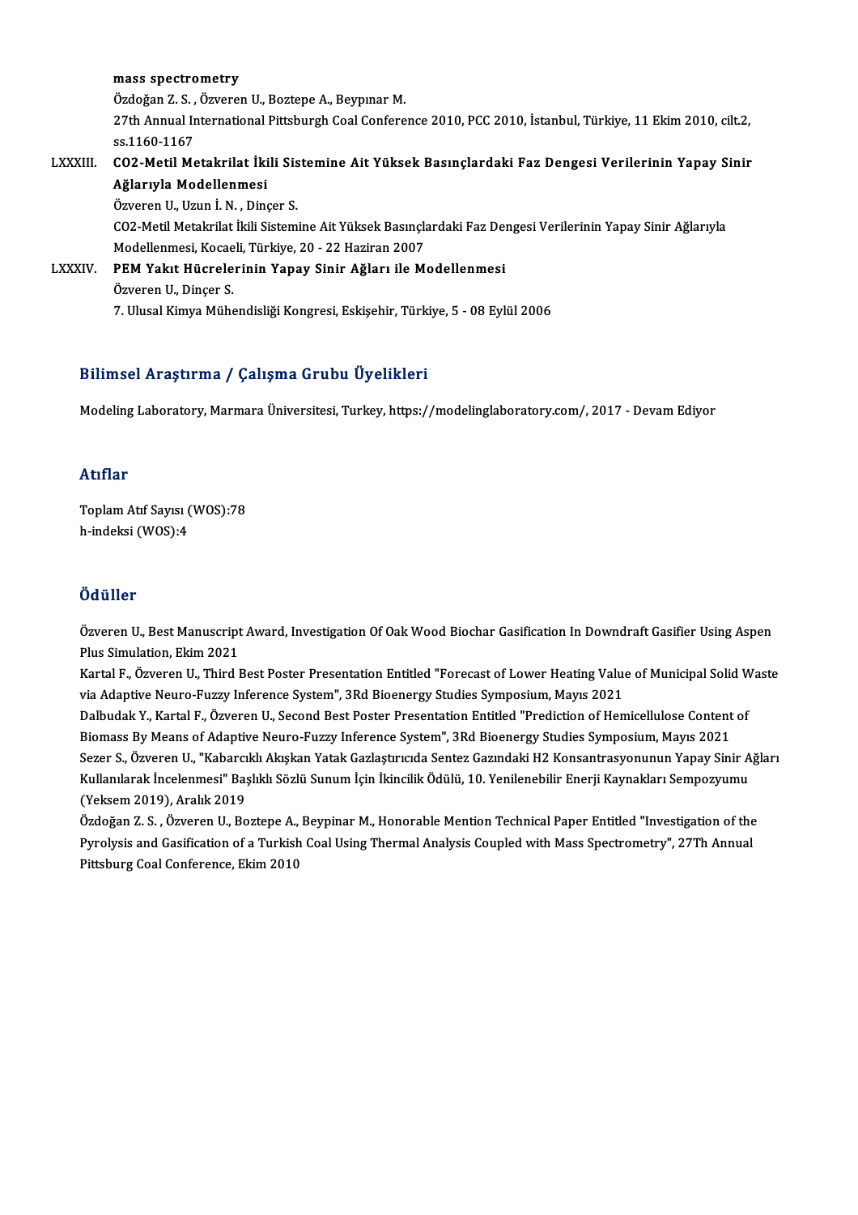mass spectrometry
Özdoğan Z. S. , Özveren U., Boztepe A., Beypınar M.
27th Annual International Pittsburgh Coal Conference 2010, PCC 2010, İstanbul, Türkiye, 11 Ekim 2010, cilt.2, ss.1160-1167

LXXXIII. **CO2-Metil Metakrilat İkili Sistemine Ait Yüksek Basınçlardaki Faz Dengesi Verilerinin Yapay Sinir Ağlarıyla Modellenmesi**
Özveren U., Uzun İ. N. , Dinçer S.
CO2-Metil Metakrilat İkili Sistemine Ait Yüksek Basınçlardaki Faz Dengesi Verilerinin Yapay Sinir Ağlarıyla Modellenmesi, Kocaeli, Türkiye, 20 - 22 Haziran 2007

LXXXIV. **PEM Yakıt Hücrelerinin Yapay Sinir Ağları ile Modellenmesi**
Özveren U., Dinçer S.
7. Ulusal Kimya Mühendisliği Kongresi, Eskişehir, Türkiye, 5 - 08 Eylül 2006

## Bilimsel Araştırma / Çalışma Grubu Üyelikleri

Modeling Laboratory, Marmara Üniversitesi, Turkey, https://modelinglaboratory.com/, 2017 - Devam Ediyor

## Atıflar

Toplam Atıf Sayısı (WOS):78
h-indeksi (WOS):4

## Ödüller

Özveren U., Best Manuscript Award, Investigation Of Oak Wood Biochar Gasification In Downdraft Gasifier Using Aspen Plus Simulation, Ekim 2021

Kartal F., Özveren U., Third Best Poster Presentation Entitled "Forecast of Lower Heating Value of Municipal Solid Waste via Adaptive Neuro-Fuzzy Inference System", 3Rd Bioenergy Studies Symposium, Mayıs 2021

Dalbudak Y., Kartal F., Özveren U., Second Best Poster Presentation Entitled "Prediction of Hemicellulose Content of Biomass By Means of Adaptive Neuro-Fuzzy Inference System", 3Rd Bioenergy Studies Symposium, Mayıs 2021

Sezer S., Özveren U., "Kabarcıklı Akışkan Yatak Gazlaştırıcıda Sentez Gazındaki H2 Konsantrasyonunun Yapay Sinir Ağları Kullanılarak İncelenmesi" Başlıklı Sözlü Sunum İçin İkincilik Ödülü, 10. Yenilenebilir Enerji Kaynakları Sempozyumu (Yeksem 2019), Aralık 2019

Özdoğan Z. S. , Özveren U., Boztepe A., Beypinar M., Honorable Mention Technical Paper Entitled "Investigation of the Pyrolysis and Gasification of a Turkish Coal Using Thermal Analysis Coupled with Mass Spectrometry", 27Th Annual Pittsburg Coal Conference, Ekim 2010